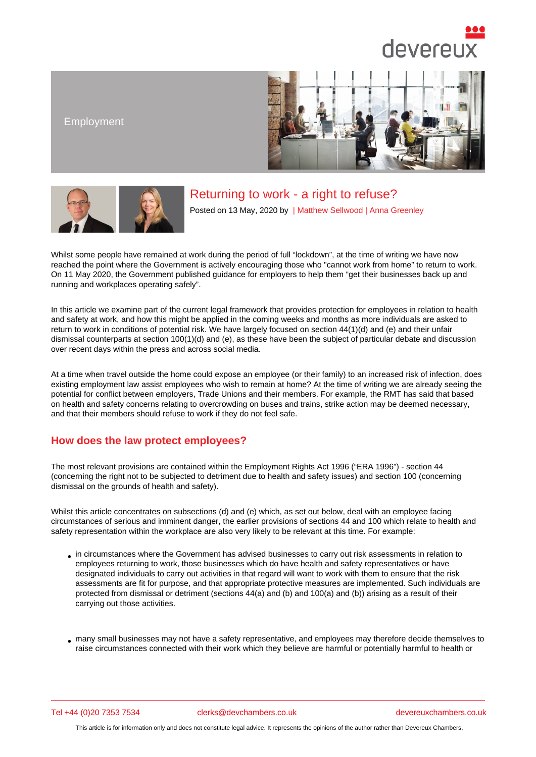Employment

# Returning to work - a right to refuse?

Posted on 13 May, 2020 by | Matthew Sellwood | Anna Greenley

Whilst some people have remained at work during the period of full "lockdown", at the time of writing we have now reached the point where the Government is actively encouraging those who "cannot work from home" to return to work. On 11 May 2020, the Government published guidance for employers to help them "get their businesses back up and running and workplaces operating safely".

In this article we examine part of the current legal framework that provides protection for employees in relation to health and safety at work, and how this might be applied in the coming weeks and months as more individuals are asked to return to work in conditions of potential risk. We have largely focused on section 44(1)(d) and (e) and their unfair dismissal counterparts at section 100(1)(d) and (e), as these have been the subject of particular debate and discussion over recent days within the press and across social media.

At a time when travel outside the home could expose an employee (or their family) to an increased risk of infection, does existing employment law assist employees who wish to remain at home? At the time of writing we are already seeing the potential for conflict between employers, Trade Unions and their members. For example, the RMT has said that based on health and safety concerns relating to overcrowding on buses and trains, strike action may be deemed necessary, and that their members should refuse to work if they do not feel safe.

## How does the law protect employees?

The most relevant provisions are contained within the Employment Rights Act 1996 ("ERA 1996") - section 44 (concerning the right not to be subjected to detriment due to health and safety issues) and section 100 (concerning dismissal on the grounds of health and safety).

Whilst this article concentrates on subsections (d) and (e) which, as set out below, deal with an employee facing circumstances of serious and imminent danger, the earlier provisions of sections 44 and 100 which relate to health and safety representation within the workplace are also very likely to be relevant at this time. For example:

- in circumstances where the Government has advised businesses to carry out risk assessments in relation to employees returning to work, those businesses which do have health and safety representatives or have designated individuals to carry out activities in that regard will want to work with them to ensure that the risk assessments are fit for purpose, and that appropriate protective measures are implemented. Such individuals are protected from dismissal or detriment (sections 44(a) and (b) and 100(a) and (b)) arising as a result of their carrying out those activities.

- many small businesses may not have a safety representative, and employees may therefore decide themselves to raise circumstances connected with their work which they believe are harmful or potentially harmful to health or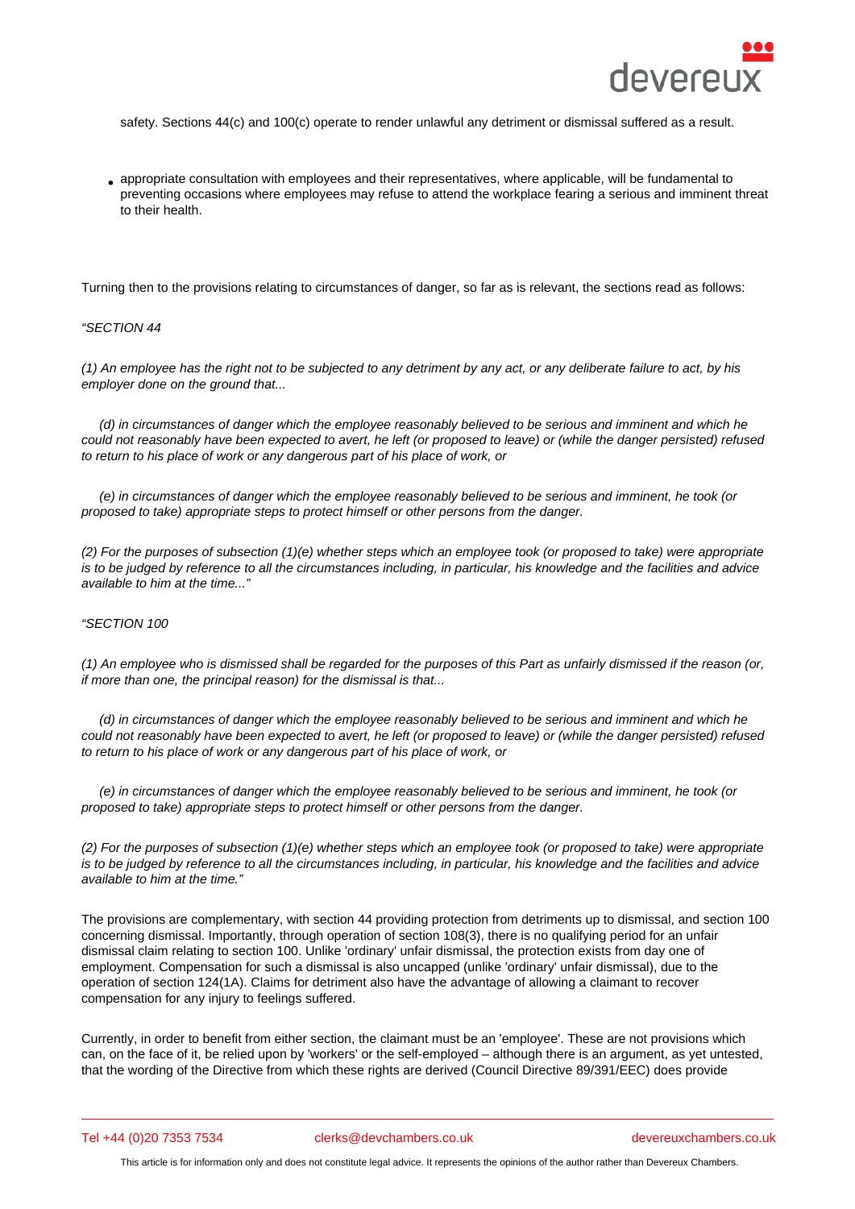safety. Sections 44(c) and 100(c) operate to render unlawful any detriment or dismissal suffered as a result.

- appropriate consultation with employees and their representatives, where applicable, will be fundamental to preventing occasions where employees may refuse to attend the workplace fearing a serious and imminent threat to their health.

Turning then to the provisions relating to circumstances of danger, so far as is relevant, the sections read as follows:

*"SECTION 44*

*(1) An employee has the right not to be subjected to any detriment by any act, or any deliberate failure to act, by his employer done on the ground that...*

*(d) in circumstances of danger which the employee reasonably believed to be serious and imminent and which he could not reasonably have been expected to avert, he left (or proposed to leave) or (while the danger persisted) refused to return to his place of work or any dangerous part of his place of work, or*

*(e) in circumstances of danger which the employee reasonably believed to be serious and imminent, he took (or proposed to take) appropriate steps to protect himself or other persons from the danger.*

*(2) For the purposes of subsection (1)(e) whether steps which an employee took (or proposed to take) were appropriate is to be judged by reference to all the circumstances including, in particular, his knowledge and the facilities and advice available to him at the time..."*

*"SECTION 100*

*(1) An employee who is dismissed shall be regarded for the purposes of this Part as unfairly dismissed if the reason (or, if more than one, the principal reason) for the dismissal is that...*

*(d) in circumstances of danger which the employee reasonably believed to be serious and imminent and which he could not reasonably have been expected to avert, he left (or proposed to leave) or (while the danger persisted) refused to return to his place of work or any dangerous part of his place of work, or*

*(e) in circumstances of danger which the employee reasonably believed to be serious and imminent, he took (or proposed to take) appropriate steps to protect himself or other persons from the danger.*

*(2) For the purposes of subsection (1)(e) whether steps which an employee took (or proposed to take) were appropriate is to be judged by reference to all the circumstances including, in particular, his knowledge and the facilities and advice available to him at the time."*

The provisions are complementary, with section 44 providing protection from detriments up to dismissal, and section 100 concerning dismissal. Importantly, through operation of section 108(3), there is no qualifying period for an unfair dismissal claim relating to section 100. Unlike 'ordinary' unfair dismissal, the protection exists from day one of employment. Compensation for such a dismissal is also uncapped (unlike 'ordinary' unfair dismissal), due to the operation of section 124(1A). Claims for detriment also have the advantage of allowing a claimant to recover compensation for any injury to feelings suffered.

Currently, in order to benefit from either section, the claimant must be an 'employee'. These are not provisions which can, on the face of it, be relied upon by 'workers' or the self-employed – although there is an argument, as yet untested, that the wording of the Directive from which these rights are derived (Council Directive 89/391/EEC) does provide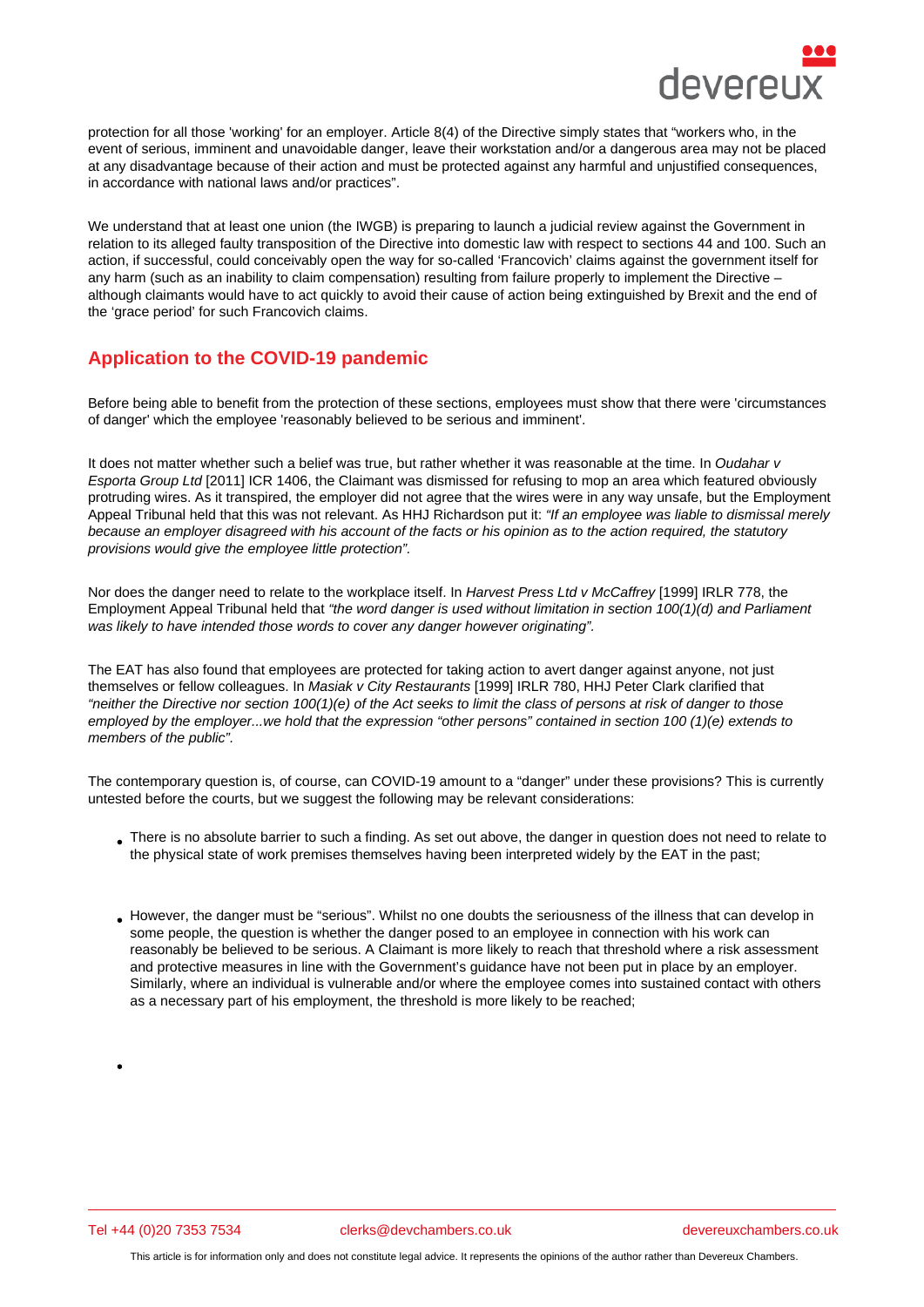protection for all those 'working' for an employer. Article 8(4) of the Directive simply states that "workers who, in the event of serious, imminent and unavoidable danger, leave their workstation and/or a dangerous area may not be placed at any disadvantage because of their action and must be protected against any harmful and unjustified consequences, in accordance with national laws and/or practices".

We understand that at least one union (the IWGB) is preparing to launch a judicial review against the Government in relation to its alleged faulty transposition of the Directive into domestic law with respect to sections 44 and 100. Such an action, if successful, could conceivably open the way for so-called 'Francovich' claims against the government itself for any harm (such as an inability to claim compensation) resulting from failure properly to implement the Directive – although claimants would have to act quickly to avoid their cause of action being extinguished by Brexit and the end of the 'grace period' for such Francovich claims.

## Application to the COVID-19 pandemic

Before being able to benefit from the protection of these sections, employees must show that there were 'circumstances of danger' which the employee 'reasonably believed to be serious and imminent'.

It does not matter whether such a belief was true, but rather whether it was reasonable at the time. In *Oudahar v Esporta Group Ltd* [2011] ICR 1406, the Claimant was dismissed for refusing to mop an area which featured obviously protruding wires. As it transpired, the employer did not agree that the wires were in any way unsafe, but the Employment Appeal Tribunal held that this was not relevant. As HHJ Richardson put it: *"If an employee was liable to dismissal merely because an employer disagreed with his account of the facts or his opinion as to the action required, the statutory provisions would give the employee little protection".*

Nor does the danger need to relate to the workplace itself. In *Harvest Press Ltd v McCaffrey* [1999] IRLR 778, the Employment Appeal Tribunal held that *"the word danger is used without limitation in section 100(1)(d) and Parliament was likely to have intended those words to cover any danger however originating".*

The EAT has also found that employees are protected for taking action to avert danger against anyone, not just themselves or fellow colleagues. In *Masiak v City Restaurants* [1999] IRLR 780, HHJ Peter Clark clarified that *"neither the Directive nor section 100(1)(e) of the Act seeks to limit the class of persons at risk of danger to those employed by the employer...we hold that the expression "other persons" contained in section 100 (1)(e) extends to members of the public".*

The contemporary question is, of course, can COVID-19 amount to a "danger" under these provisions? This is currently untested before the courts, but we suggest the following may be relevant considerations:

- There is no absolute barrier to such a finding. As set out above, the danger in question does not need to relate to the physical state of work premises themselves having been interpreted widely by the EAT in the past;
- However, the danger must be "serious". Whilst no one doubts the seriousness of the illness that can develop in some people, the question is whether the danger posed to an employee in connection with his work can reasonably be believed to be serious. A Claimant is more likely to reach that threshold where a risk assessment and protective measures in line with the Government's guidance have not been put in place by an employer. Similarly, where an individual is vulnerable and/or where the employee comes into sustained contact with others as a necessary part of his employment, the threshold is more likely to be reached;
-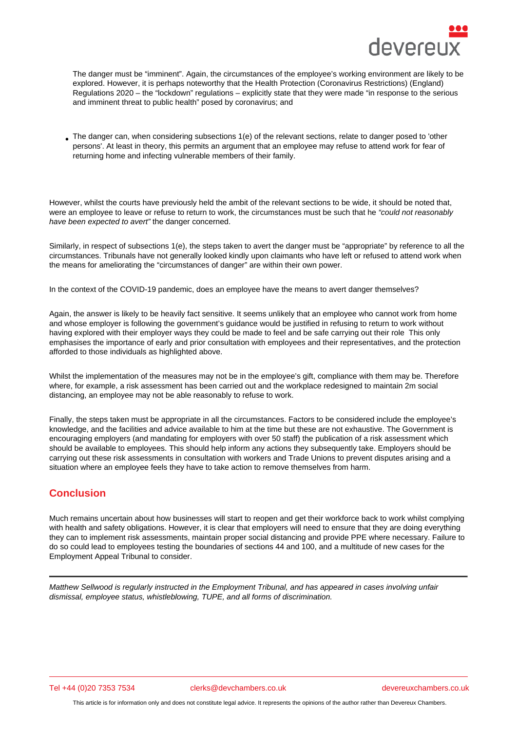- The danger must be "imminent". Again, the circumstances of the employee's working environment are likely to be explored. However, it is perhaps noteworthy that the Health Protection (Coronavirus Restrictions) (England) Regulations 2020 – the "lockdown" regulations – explicitly state that they were made "in response to the serious and imminent threat to public health" posed by coronavirus; and

- The danger can, when considering subsections 1(e) of the relevant sections, relate to danger posed to 'other persons'. At least in theory, this permits an argument that an employee may refuse to attend work for fear of returning home and infecting vulnerable members of their family.

However, whilst the courts have previously held the ambit of the relevant sections to be wide, it should be noted that, were an employee to leave or refuse to return to work, the circumstances must be such that he *"could not reasonably have been expected to avert"* the danger concerned.

Similarly, in respect of subsections 1(e), the steps taken to avert the danger must be "appropriate" by reference to all the circumstances. Tribunals have not generally looked kindly upon claimants who have left or refused to attend work when the means for ameliorating the "circumstances of danger" are within their own power.

In the context of the COVID-19 pandemic, does an employee have the means to avert danger themselves?

Again, the answer is likely to be heavily fact sensitive. It seems unlikely that an employee who cannot work from home and whose employer is following the government's guidance would be justified in refusing to return to work without having explored with their employer ways they could be made to feel and be safe carrying out their role This only emphasises the importance of early and prior consultation with employees and their representatives, and the protection afforded to those individuals as highlighted above.

Whilst the implementation of the measures may not be in the employee's gift, compliance with them may be. Therefore where, for example, a risk assessment has been carried out and the workplace redesigned to maintain 2m social distancing, an employee may not be able reasonably to refuse to work.

Finally, the steps taken must be appropriate in all the circumstances. Factors to be considered include the employee's knowledge, and the facilities and advice available to him at the time but these are not exhaustive. The Government is encouraging employers (and mandating for employers with over 50 staff) the publication of a risk assessment which should be available to employees. This should help inform any actions they subsequently take. Employers should be carrying out these risk assessments in consultation with workers and Trade Unions to prevent disputes arising and a situation where an employee feels they have to take action to remove themselves from harm.

## Conclusion

Much remains uncertain about how businesses will start to reopen and get their workforce back to work whilst complying with health and safety obligations. However, it is clear that employers will need to ensure that they are doing everything they can to implement risk assessments, maintain proper social distancing and provide PPE where necessary. Failure to do so could lead to employees testing the boundaries of sections 44 and 100, and a multitude of new cases for the Employment Appeal Tribunal to consider.

---

*Matthew Sellwood is regularly instructed in the Employment Tribunal, and has appeared in cases involving unfair dismissal, employee status, whistleblowing, TUPE, and all forms of discrimination.*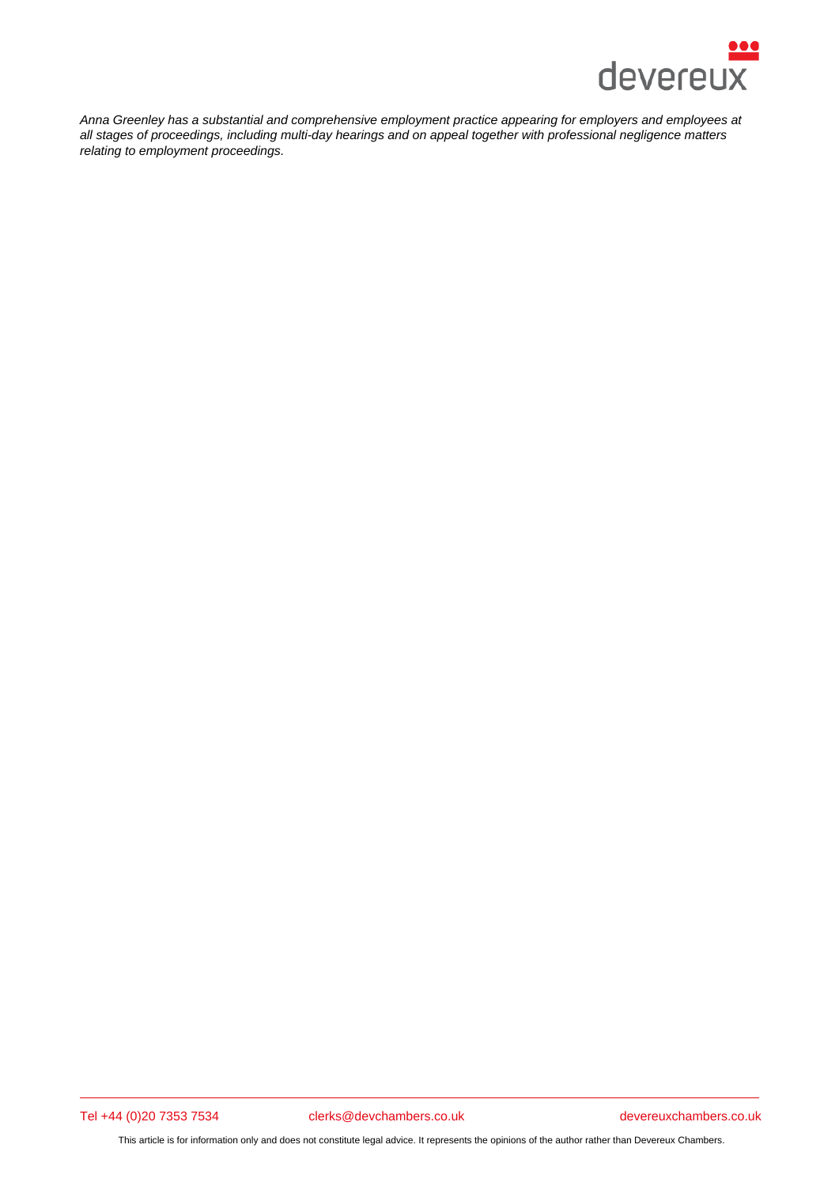*Anna Greenley has a substantial and comprehensive employment practice appearing for employers and employees at all stages of proceedings, including multi-day hearings and on appeal together with professional negligence matters relating to employment proceedings.*